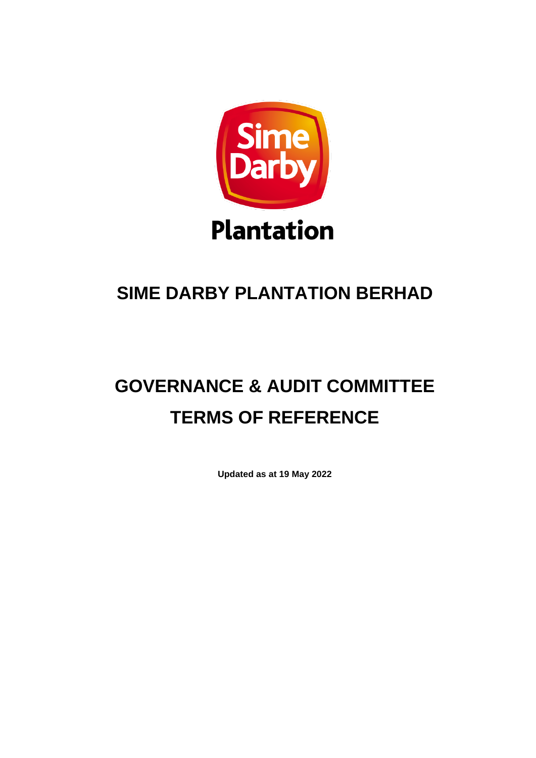# SIME DARBY PLANTATION BERHAD

# GOVERNANCE & AUDIT COMMITTEE TERMS OF REFERENCE

**Updated as at 19 May 2022**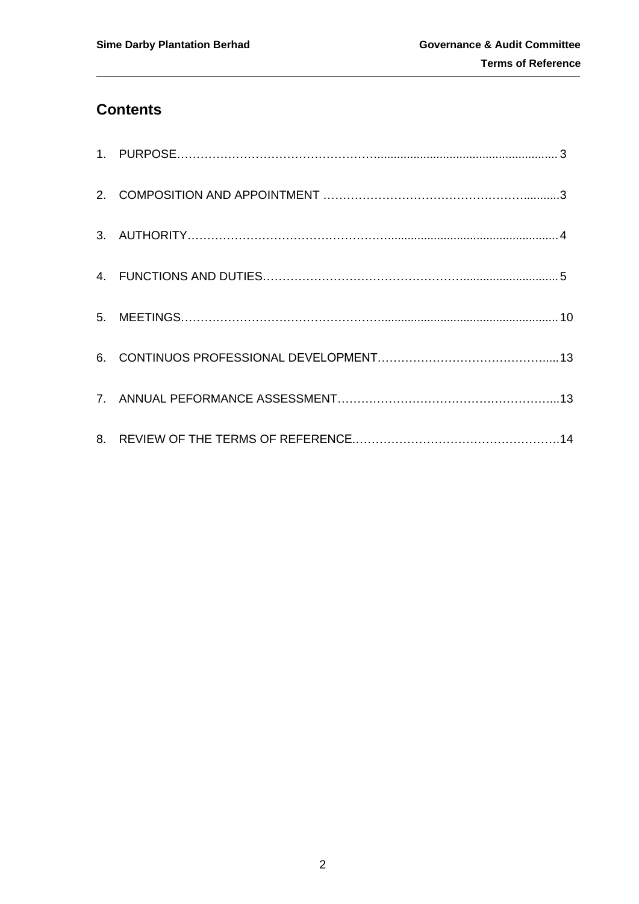## Contents

1. PURPOSE ........................................................................ 3
2. COMPOSITION AND APPOINTMENT ............................................ 3
3. AUTHORITY ...................................................................... 4
4. FUNCTIONS AND DUTIES ...................................................... 5
5. MEETINGS ...................................................................... 10
6. CONTINUOS PROFESSIONAL DEVELOPMENT ................................ 13
7. ANNUAL PEFORMANCE ASSESSMENT ........................................ 13
8. REVIEW OF THE TERMS OF REFERENCE ...................................... 14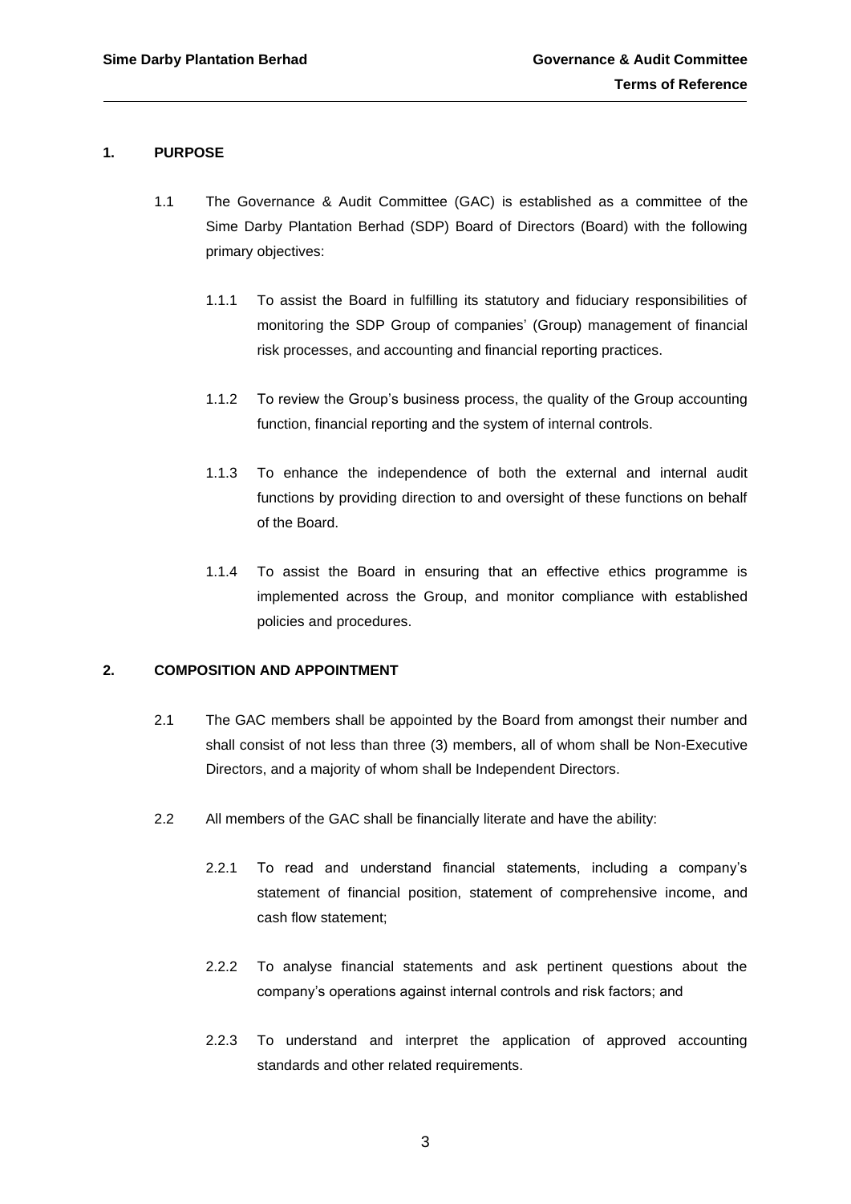## 1. PURPOSE

1.1 The Governance & Audit Committee (GAC) is established as a committee of the Sime Darby Plantation Berhad (SDP) Board of Directors (Board) with the following primary objectives:

1.1.1 To assist the Board in fulfilling its statutory and fiduciary responsibilities of monitoring the SDP Group of companies' (Group) management of financial risk processes, and accounting and financial reporting practices.

1.1.2 To review the Group's business process, the quality of the Group accounting function, financial reporting and the system of internal controls.

1.1.3 To enhance the independence of both the external and internal audit functions by providing direction to and oversight of these functions on behalf of the Board.

1.1.4 To assist the Board in ensuring that an effective ethics programme is implemented across the Group, and monitor compliance with established policies and procedures.

## 2. COMPOSITION AND APPOINTMENT

2.1 The GAC members shall be appointed by the Board from amongst their number and shall consist of not less than three (3) members, all of whom shall be Non-Executive Directors, and a majority of whom shall be Independent Directors.

2.2 All members of the GAC shall be financially literate and have the ability:

2.2.1 To read and understand financial statements, including a company's statement of financial position, statement of comprehensive income, and cash flow statement;

2.2.2 To analyse financial statements and ask pertinent questions about the company's operations against internal controls and risk factors; and

2.2.3 To understand and interpret the application of approved accounting standards and other related requirements.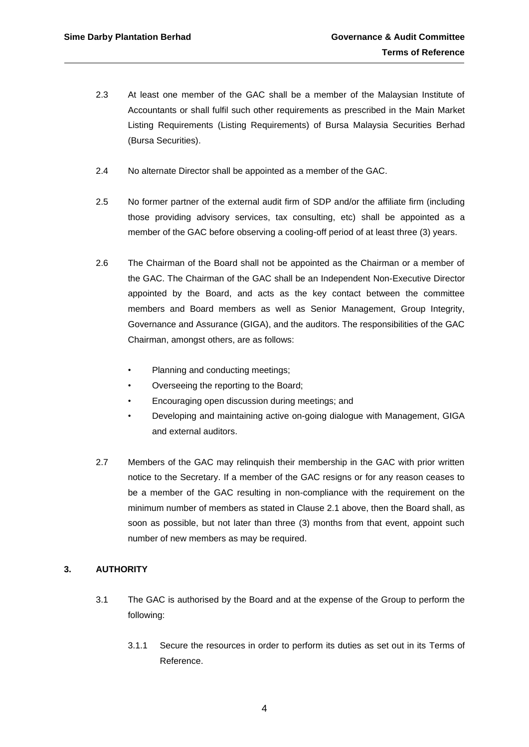2.3 At least one member of the GAC shall be a member of the Malaysian Institute of Accountants or shall fulfil such other requirements as prescribed in the Main Market Listing Requirements (Listing Requirements) of Bursa Malaysia Securities Berhad (Bursa Securities).

2.4 No alternate Director shall be appointed as a member of the GAC.

2.5 No former partner of the external audit firm of SDP and/or the affiliate firm (including those providing advisory services, tax consulting, etc) shall be appointed as a member of the GAC before observing a cooling-off period of at least three (3) years.

2.6 The Chairman of the Board shall not be appointed as the Chairman or a member of the GAC. The Chairman of the GAC shall be an Independent Non-Executive Director appointed by the Board, and acts as the key contact between the committee members and Board members as well as Senior Management, Group Integrity, Governance and Assurance (GIGA), and the auditors. The responsibilities of the GAC Chairman, amongst others, are as follows:

- Planning and conducting meetings;
- Overseeing the reporting to the Board;
- Encouraging open discussion during meetings; and
- Developing and maintaining active on-going dialogue with Management, GIGA and external auditors.

2.7 Members of the GAC may relinquish their membership in the GAC with prior written notice to the Secretary. If a member of the GAC resigns or for any reason ceases to be a member of the GAC resulting in non-compliance with the requirement on the minimum number of members as stated in Clause 2.1 above, then the Board shall, as soon as possible, but not later than three (3) months from that event, appoint such number of new members as may be required.

## 3. AUTHORITY

3.1 The GAC is authorised by the Board and at the expense of the Group to perform the following:

3.1.1 Secure the resources in order to perform its duties as set out in its Terms of Reference.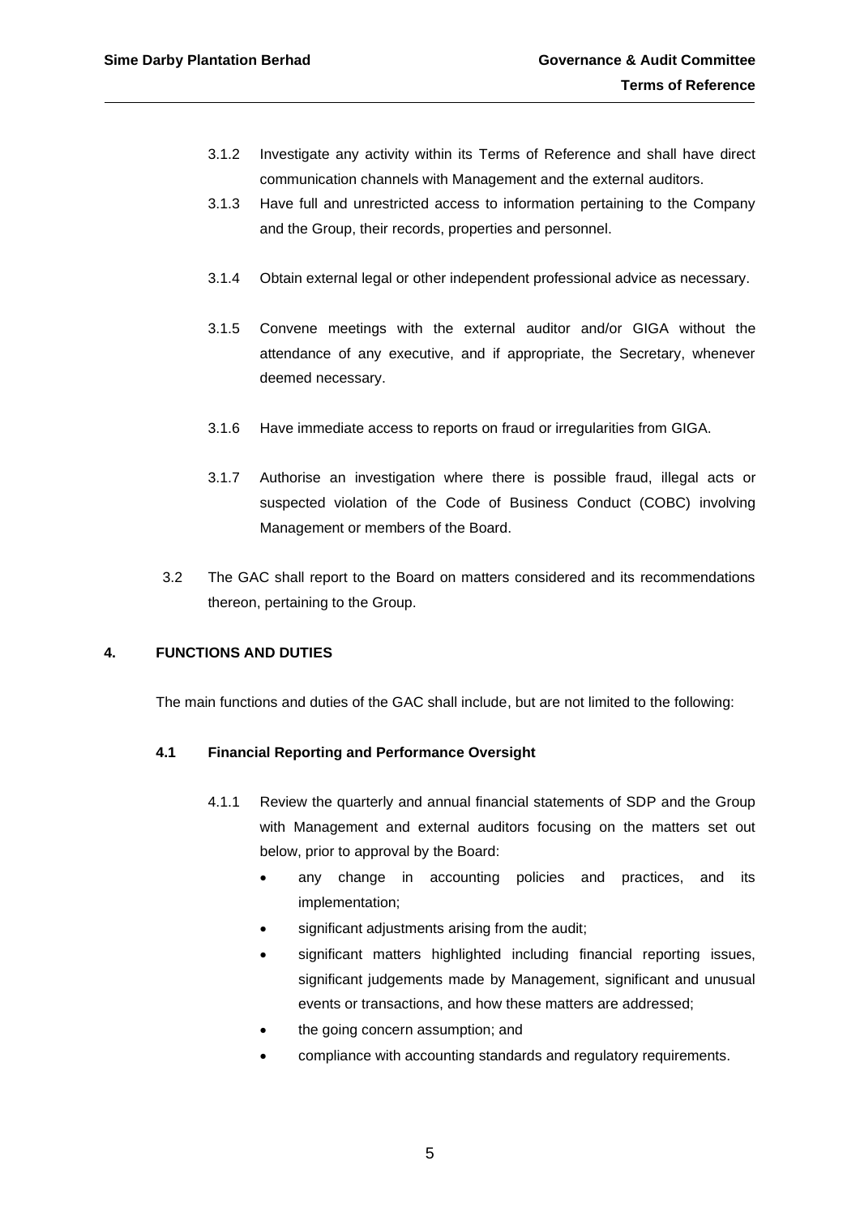3.1.2 Investigate any activity within its Terms of Reference and shall have direct communication channels with Management and the external auditors.

3.1.3 Have full and unrestricted access to information pertaining to the Company and the Group, their records, properties and personnel.

3.1.4 Obtain external legal or other independent professional advice as necessary.

3.1.5 Convene meetings with the external auditor and/or GIGA without the attendance of any executive, and if appropriate, the Secretary, whenever deemed necessary.

3.1.6 Have immediate access to reports on fraud or irregularities from GIGA.

3.1.7 Authorise an investigation where there is possible fraud, illegal acts or suspected violation of the Code of Business Conduct (COBC) involving Management or members of the Board.

3.2 The GAC shall report to the Board on matters considered and its recommendations thereon, pertaining to the Group.

## 4. FUNCTIONS AND DUTIES

The main functions and duties of the GAC shall include, but are not limited to the following:

### 4.1 Financial Reporting and Performance Oversight

4.1.1 Review the quarterly and annual financial statements of SDP and the Group with Management and external auditors focusing on the matters set out below, prior to approval by the Board:

- any change in accounting policies and practices, and its implementation;
- significant adjustments arising from the audit;
- significant matters highlighted including financial reporting issues, significant judgements made by Management, significant and unusual events or transactions, and how these matters are addressed;
- the going concern assumption; and
- compliance with accounting standards and regulatory requirements.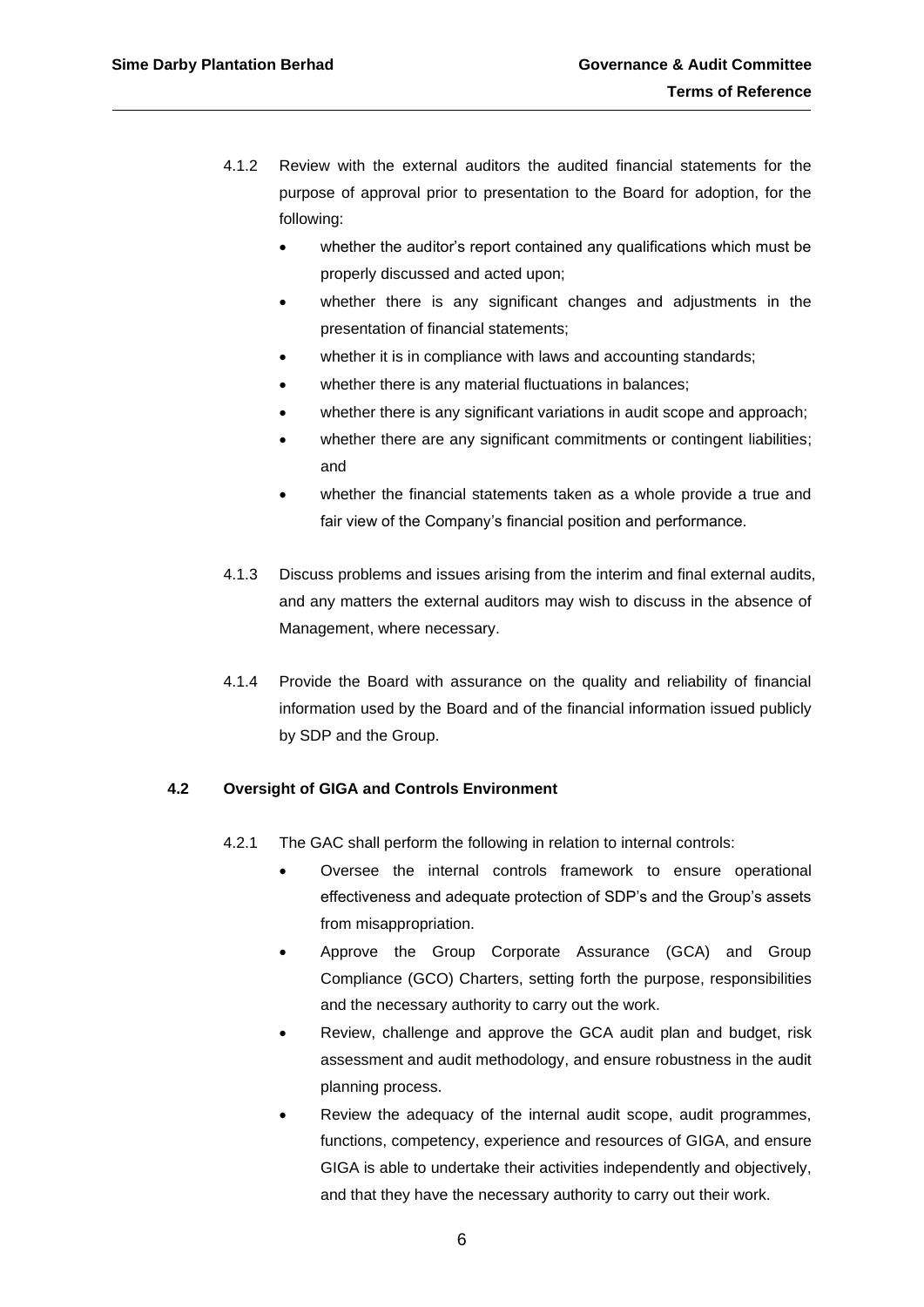4.1.2 Review with the external auditors the audited financial statements for the purpose of approval prior to presentation to the Board for adoption, for the following:

- whether the auditor's report contained any qualifications which must be properly discussed and acted upon;
- whether there is any significant changes and adjustments in the presentation of financial statements;
- whether it is in compliance with laws and accounting standards;
- whether there is any material fluctuations in balances;
- whether there is any significant variations in audit scope and approach;
- whether there are any significant commitments or contingent liabilities; and
- whether the financial statements taken as a whole provide a true and fair view of the Company's financial position and performance.

4.1.3 Discuss problems and issues arising from the interim and final external audits, and any matters the external auditors may wish to discuss in the absence of Management, where necessary.

4.1.4 Provide the Board with assurance on the quality and reliability of financial information used by the Board and of the financial information issued publicly by SDP and the Group.

### 4.2 Oversight of GIGA and Controls Environment

4.2.1 The GAC shall perform the following in relation to internal controls:

- Oversee the internal controls framework to ensure operational effectiveness and adequate protection of SDP's and the Group's assets from misappropriation.
- Approve the Group Corporate Assurance (GCA) and Group Compliance (GCO) Charters, setting forth the purpose, responsibilities and the necessary authority to carry out the work.
- Review, challenge and approve the GCA audit plan and budget, risk assessment and audit methodology, and ensure robustness in the audit planning process.
- Review the adequacy of the internal audit scope, audit programmes, functions, competency, experience and resources of GIGA, and ensure GIGA is able to undertake their activities independently and objectively, and that they have the necessary authority to carry out their work.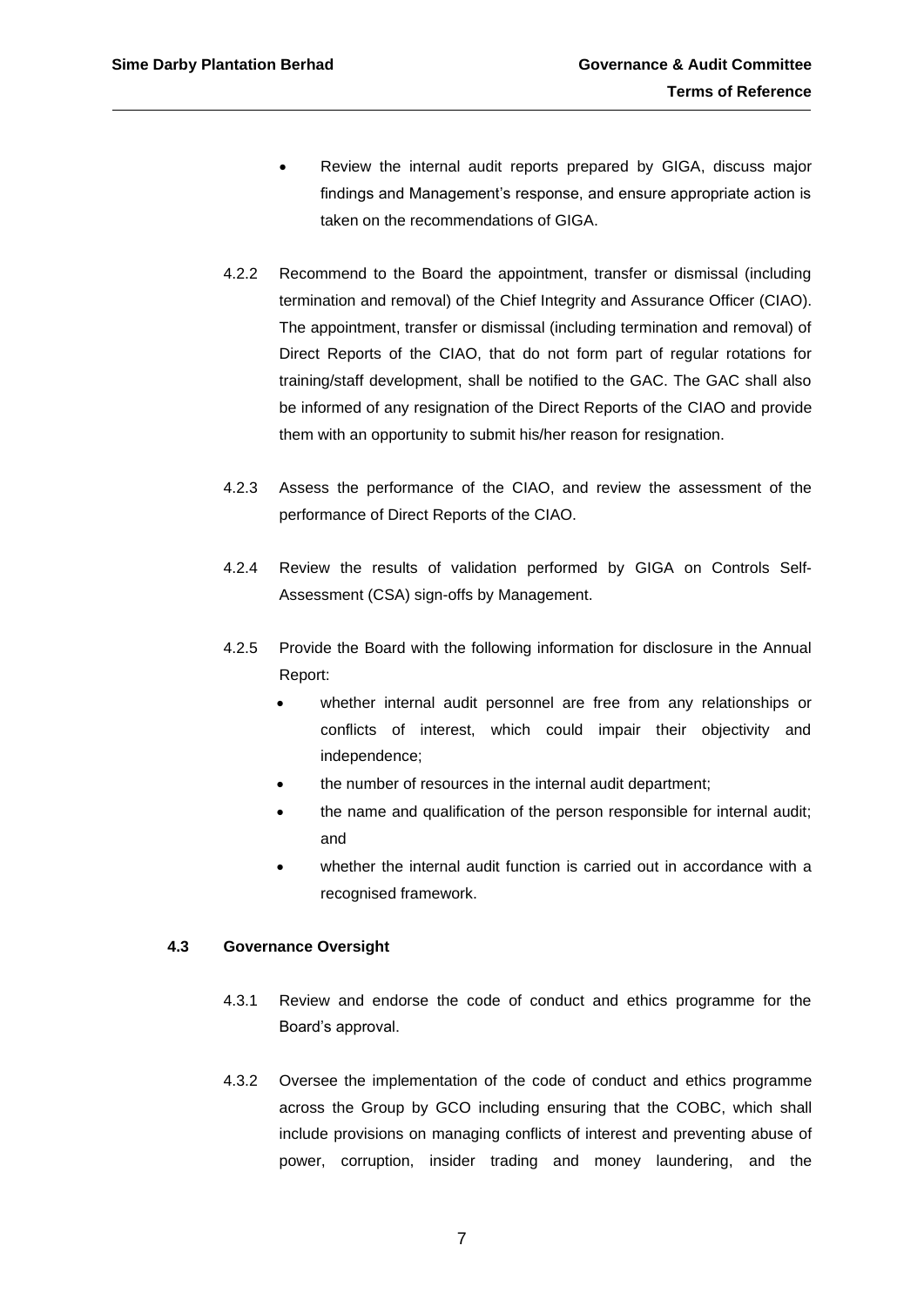- Review the internal audit reports prepared by GIGA, discuss major findings and Management's response, and ensure appropriate action is taken on the recommendations of GIGA.

4.2.2 Recommend to the Board the appointment, transfer or dismissal (including termination and removal) of the Chief Integrity and Assurance Officer (CIAO). The appointment, transfer or dismissal (including termination and removal) of Direct Reports of the CIAO, that do not form part of regular rotations for training/staff development, shall be notified to the GAC. The GAC shall also be informed of any resignation of the Direct Reports of the CIAO and provide them with an opportunity to submit his/her reason for resignation.

4.2.3 Assess the performance of the CIAO, and review the assessment of the performance of Direct Reports of the CIAO.

4.2.4 Review the results of validation performed by GIGA on Controls Self-Assessment (CSA) sign-offs by Management.

4.2.5 Provide the Board with the following information for disclosure in the Annual Report:

- whether internal audit personnel are free from any relationships or conflicts of interest, which could impair their objectivity and independence;
- the number of resources in the internal audit department;
- the name and qualification of the person responsible for internal audit; and
- whether the internal audit function is carried out in accordance with a recognised framework.

### 4.3 Governance Oversight

4.3.1 Review and endorse the code of conduct and ethics programme for the Board's approval.

4.3.2 Oversee the implementation of the code of conduct and ethics programme across the Group by GCO including ensuring that the COBC, which shall include provisions on managing conflicts of interest and preventing abuse of power, corruption, insider trading and money laundering, and the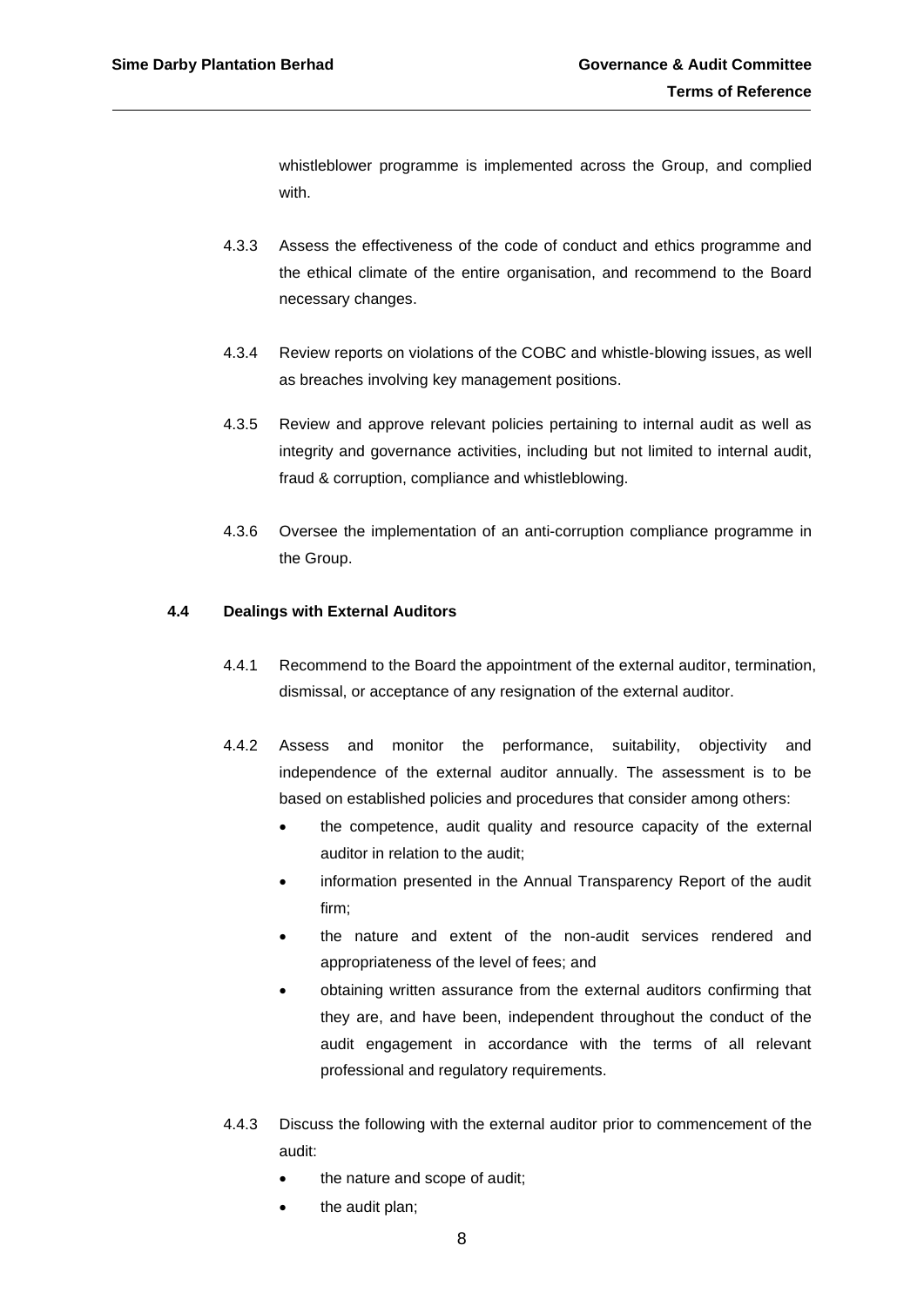whistleblower programme is implemented across the Group, and complied with.

4.3.3 Assess the effectiveness of the code of conduct and ethics programme and the ethical climate of the entire organisation, and recommend to the Board necessary changes.

4.3.4 Review reports on violations of the COBC and whistle-blowing issues, as well as breaches involving key management positions.

4.3.5 Review and approve relevant policies pertaining to internal audit as well as integrity and governance activities, including but not limited to internal audit, fraud & corruption, compliance and whistleblowing.

4.3.6 Oversee the implementation of an anti-corruption compliance programme in the Group.

### 4.4 Dealings with External Auditors

4.4.1 Recommend to the Board the appointment of the external auditor, termination, dismissal, or acceptance of any resignation of the external auditor.

4.4.2 Assess and monitor the performance, suitability, objectivity and independence of the external auditor annually. The assessment is to be based on established policies and procedures that consider among others:

- the competence, audit quality and resource capacity of the external auditor in relation to the audit;
- information presented in the Annual Transparency Report of the audit firm;
- the nature and extent of the non-audit services rendered and appropriateness of the level of fees; and
- obtaining written assurance from the external auditors confirming that they are, and have been, independent throughout the conduct of the audit engagement in accordance with the terms of all relevant professional and regulatory requirements.

4.4.3 Discuss the following with the external auditor prior to commencement of the audit:

- the nature and scope of audit;
- the audit plan;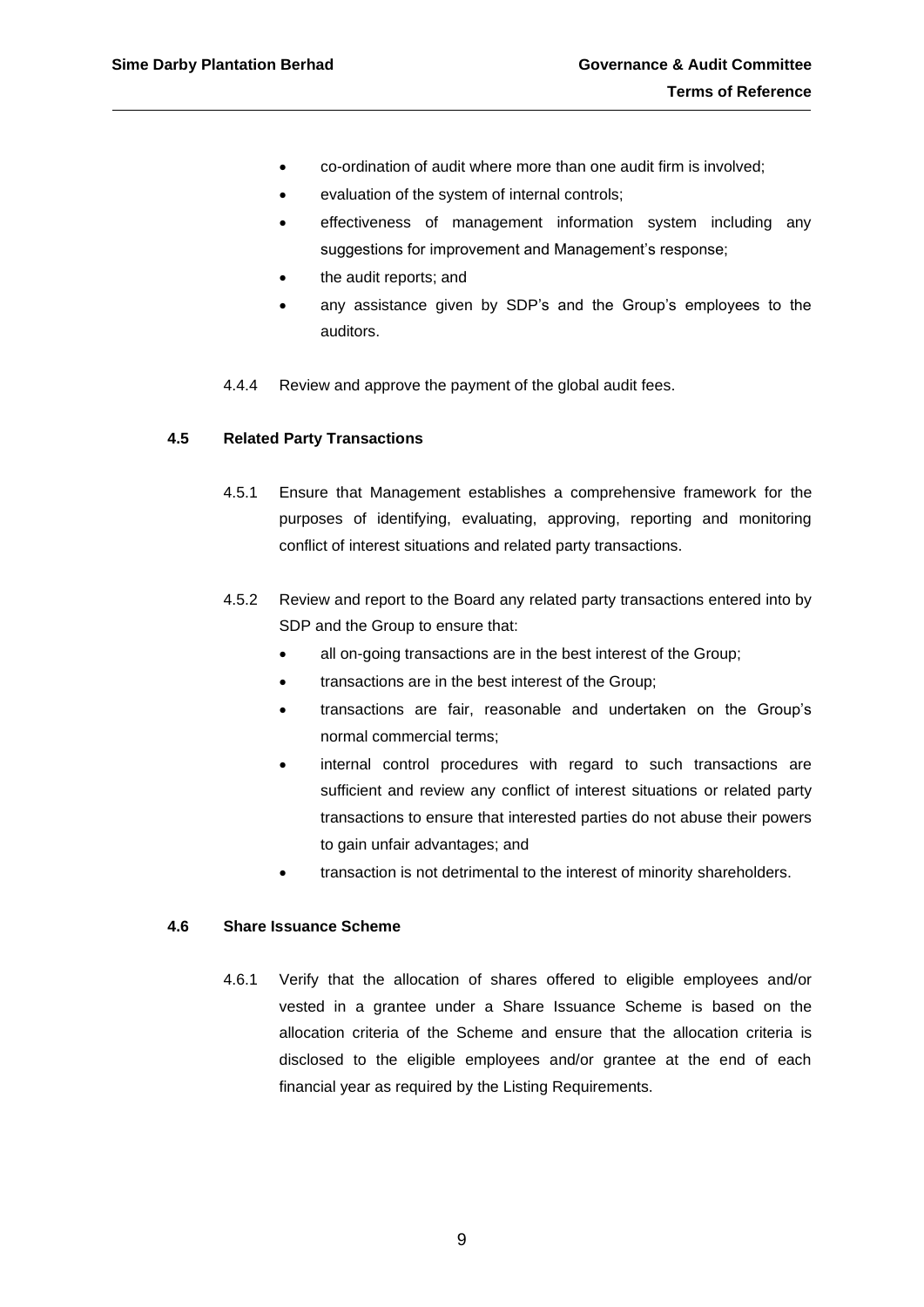- co-ordination of audit where more than one audit firm is involved;
- evaluation of the system of internal controls;
- effectiveness of management information system including any suggestions for improvement and Management's response;
- the audit reports; and
- any assistance given by SDP's and the Group's employees to the auditors.

4.4.4 Review and approve the payment of the global audit fees.

### 4.5 Related Party Transactions

4.5.1 Ensure that Management establishes a comprehensive framework for the purposes of identifying, evaluating, approving, reporting and monitoring conflict of interest situations and related party transactions.

4.5.2 Review and report to the Board any related party transactions entered into by SDP and the Group to ensure that:

- all on-going transactions are in the best interest of the Group;
- transactions are in the best interest of the Group;
- transactions are fair, reasonable and undertaken on the Group's normal commercial terms;
- internal control procedures with regard to such transactions are sufficient and review any conflict of interest situations or related party transactions to ensure that interested parties do not abuse their powers to gain unfair advantages; and
- transaction is not detrimental to the interest of minority shareholders.

### 4.6 Share Issuance Scheme

4.6.1 Verify that the allocation of shares offered to eligible employees and/or vested in a grantee under a Share Issuance Scheme is based on the allocation criteria of the Scheme and ensure that the allocation criteria is disclosed to the eligible employees and/or grantee at the end of each financial year as required by the Listing Requirements.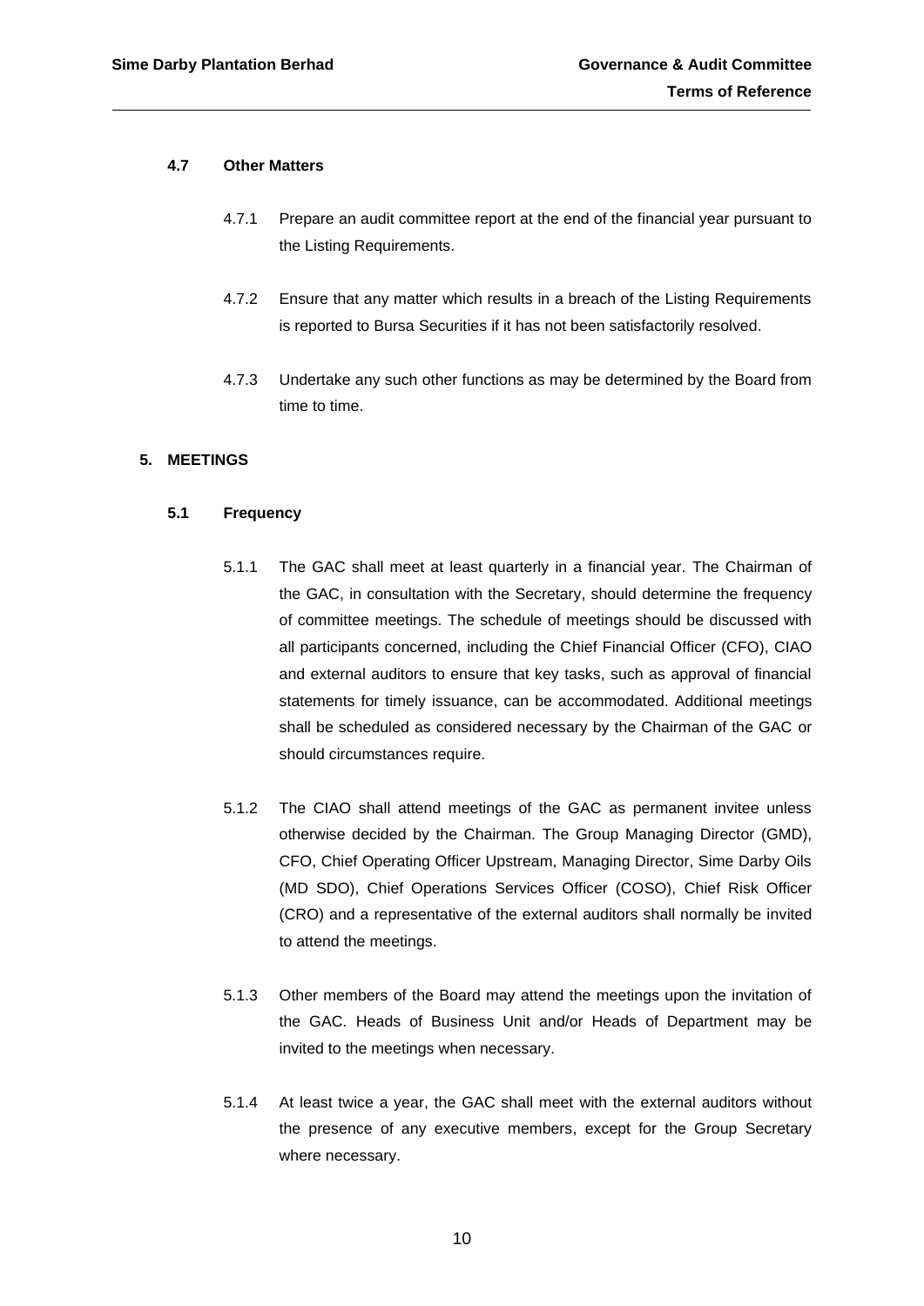### 4.7 Other Matters

4.7.1 Prepare an audit committee report at the end of the financial year pursuant to the Listing Requirements.

4.7.2 Ensure that any matter which results in a breach of the Listing Requirements is reported to Bursa Securities if it has not been satisfactorily resolved.

4.7.3 Undertake any such other functions as may be determined by the Board from time to time.

## 5. MEETINGS

### 5.1 Frequency

5.1.1 The GAC shall meet at least quarterly in a financial year. The Chairman of the GAC, in consultation with the Secretary, should determine the frequency of committee meetings. The schedule of meetings should be discussed with all participants concerned, including the Chief Financial Officer (CFO), CIAO and external auditors to ensure that key tasks, such as approval of financial statements for timely issuance, can be accommodated. Additional meetings shall be scheduled as considered necessary by the Chairman of the GAC or should circumstances require.

5.1.2 The CIAO shall attend meetings of the GAC as permanent invitee unless otherwise decided by the Chairman. The Group Managing Director (GMD), CFO, Chief Operating Officer Upstream, Managing Director, Sime Darby Oils (MD SDO), Chief Operations Services Officer (COSO), Chief Risk Officer (CRO) and a representative of the external auditors shall normally be invited to attend the meetings.

5.1.3 Other members of the Board may attend the meetings upon the invitation of the GAC. Heads of Business Unit and/or Heads of Department may be invited to the meetings when necessary.

5.1.4 At least twice a year, the GAC shall meet with the external auditors without the presence of any executive members, except for the Group Secretary where necessary.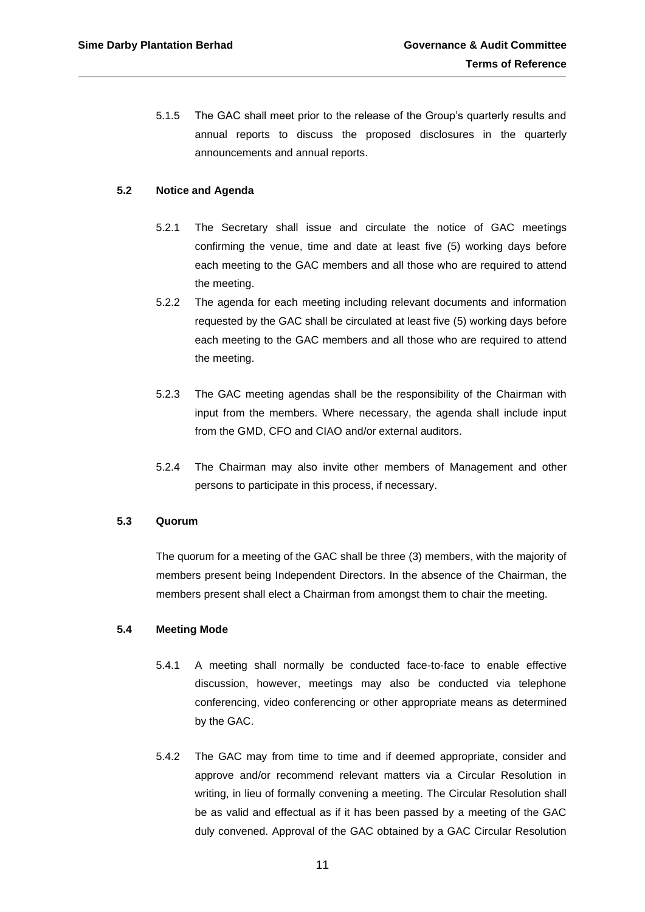5.1.5 The GAC shall meet prior to the release of the Group's quarterly results and annual reports to discuss the proposed disclosures in the quarterly announcements and annual reports.

### 5.2 Notice and Agenda

5.2.1 The Secretary shall issue and circulate the notice of GAC meetings confirming the venue, time and date at least five (5) working days before each meeting to the GAC members and all those who are required to attend the meeting.

5.2.2 The agenda for each meeting including relevant documents and information requested by the GAC shall be circulated at least five (5) working days before each meeting to the GAC members and all those who are required to attend the meeting.

5.2.3 The GAC meeting agendas shall be the responsibility of the Chairman with input from the members. Where necessary, the agenda shall include input from the GMD, CFO and CIAO and/or external auditors.

5.2.4 The Chairman may also invite other members of Management and other persons to participate in this process, if necessary.

### 5.3 Quorum

The quorum for a meeting of the GAC shall be three (3) members, with the majority of members present being Independent Directors. In the absence of the Chairman, the members present shall elect a Chairman from amongst them to chair the meeting.

### 5.4 Meeting Mode

5.4.1 A meeting shall normally be conducted face-to-face to enable effective discussion, however, meetings may also be conducted via telephone conferencing, video conferencing or other appropriate means as determined by the GAC.

5.4.2 The GAC may from time to time and if deemed appropriate, consider and approve and/or recommend relevant matters via a Circular Resolution in writing, in lieu of formally convening a meeting. The Circular Resolution shall be as valid and effectual as if it has been passed by a meeting of the GAC duly convened. Approval of the GAC obtained by a GAC Circular Resolution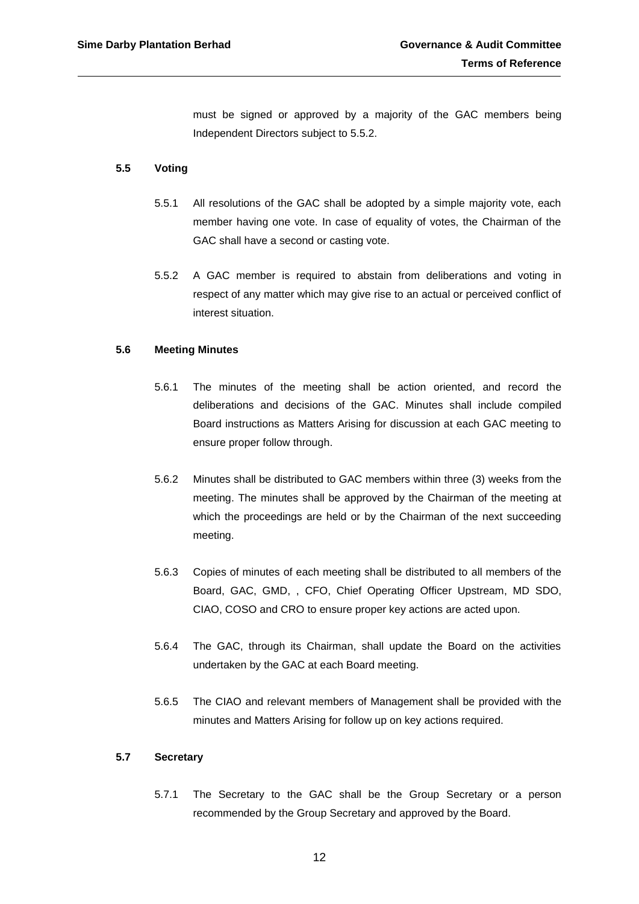must be signed or approved by a majority of the GAC members being Independent Directors subject to 5.5.2.

### 5.5 Voting

5.5.1 All resolutions of the GAC shall be adopted by a simple majority vote, each member having one vote. In case of equality of votes, the Chairman of the GAC shall have a second or casting vote.

5.5.2 A GAC member is required to abstain from deliberations and voting in respect of any matter which may give rise to an actual or perceived conflict of interest situation.

### 5.6 Meeting Minutes

5.6.1 The minutes of the meeting shall be action oriented, and record the deliberations and decisions of the GAC. Minutes shall include compiled Board instructions as Matters Arising for discussion at each GAC meeting to ensure proper follow through.

5.6.2 Minutes shall be distributed to GAC members within three (3) weeks from the meeting. The minutes shall be approved by the Chairman of the meeting at which the proceedings are held or by the Chairman of the next succeeding meeting.

5.6.3 Copies of minutes of each meeting shall be distributed to all members of the Board, GAC, GMD, , CFO, Chief Operating Officer Upstream, MD SDO, CIAO, COSO and CRO to ensure proper key actions are acted upon.

5.6.4 The GAC, through its Chairman, shall update the Board on the activities undertaken by the GAC at each Board meeting.

5.6.5 The CIAO and relevant members of Management shall be provided with the minutes and Matters Arising for follow up on key actions required.

### 5.7 Secretary

5.7.1 The Secretary to the GAC shall be the Group Secretary or a person recommended by the Group Secretary and approved by the Board.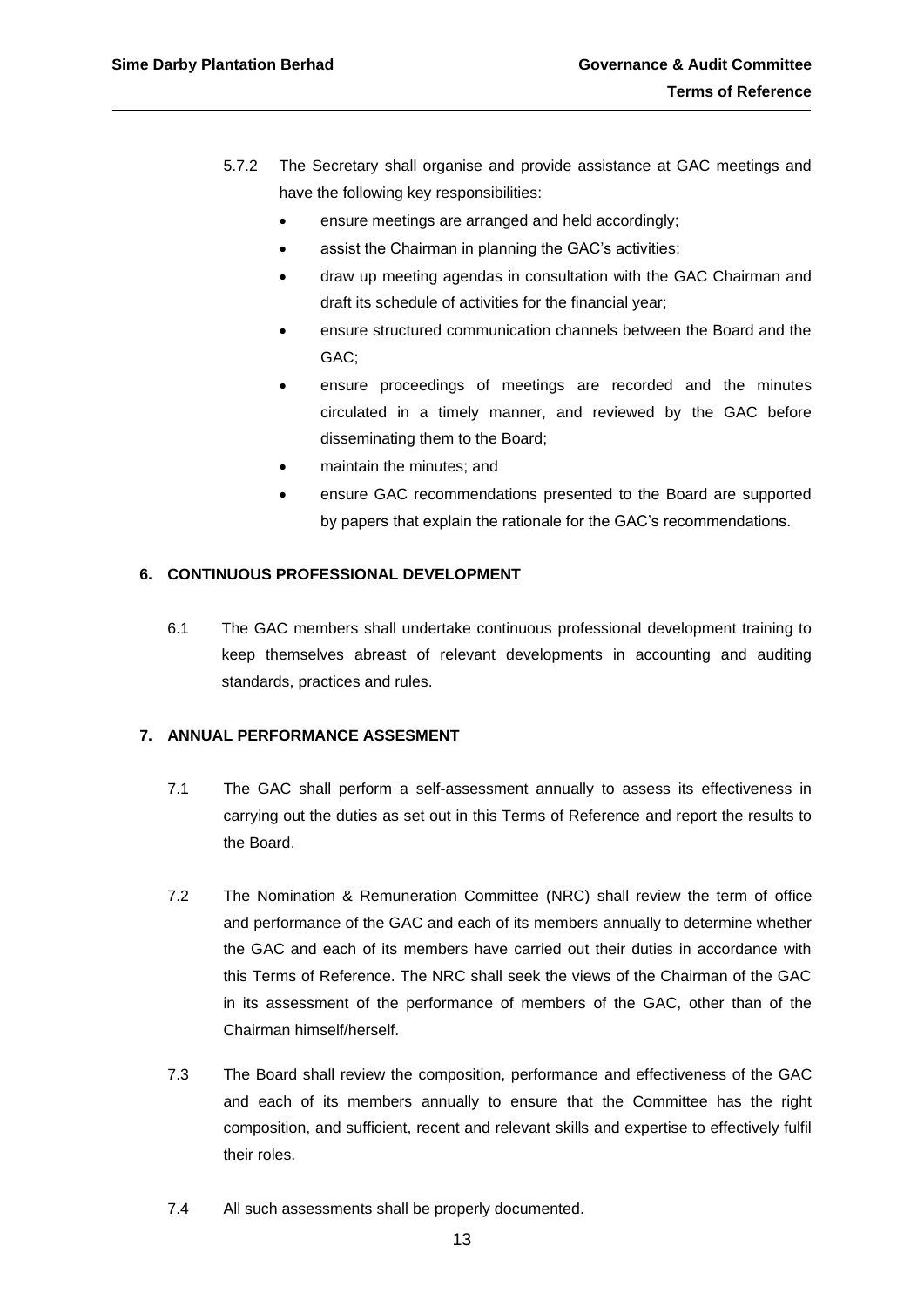5.7.2 The Secretary shall organise and provide assistance at GAC meetings and have the following key responsibilities:

- ensure meetings are arranged and held accordingly;
- assist the Chairman in planning the GAC's activities;
- draw up meeting agendas in consultation with the GAC Chairman and draft its schedule of activities for the financial year;
- ensure structured communication channels between the Board and the GAC;
- ensure proceedings of meetings are recorded and the minutes circulated in a timely manner, and reviewed by the GAC before disseminating them to the Board;
- maintain the minutes; and
- ensure GAC recommendations presented to the Board are supported by papers that explain the rationale for the GAC's recommendations.

## 6. CONTINUOUS PROFESSIONAL DEVELOPMENT

6.1 The GAC members shall undertake continuous professional development training to keep themselves abreast of relevant developments in accounting and auditing standards, practices and rules.

## 7. ANNUAL PERFORMANCE ASSESMENT

7.1 The GAC shall perform a self-assessment annually to assess its effectiveness in carrying out the duties as set out in this Terms of Reference and report the results to the Board.

7.2 The Nomination & Remuneration Committee (NRC) shall review the term of office and performance of the GAC and each of its members annually to determine whether the GAC and each of its members have carried out their duties in accordance with this Terms of Reference. The NRC shall seek the views of the Chairman of the GAC in its assessment of the performance of members of the GAC, other than of the Chairman himself/herself.

7.3 The Board shall review the composition, performance and effectiveness of the GAC and each of its members annually to ensure that the Committee has the right composition, and sufficient, recent and relevant skills and expertise to effectively fulfil their roles.

7.4 All such assessments shall be properly documented.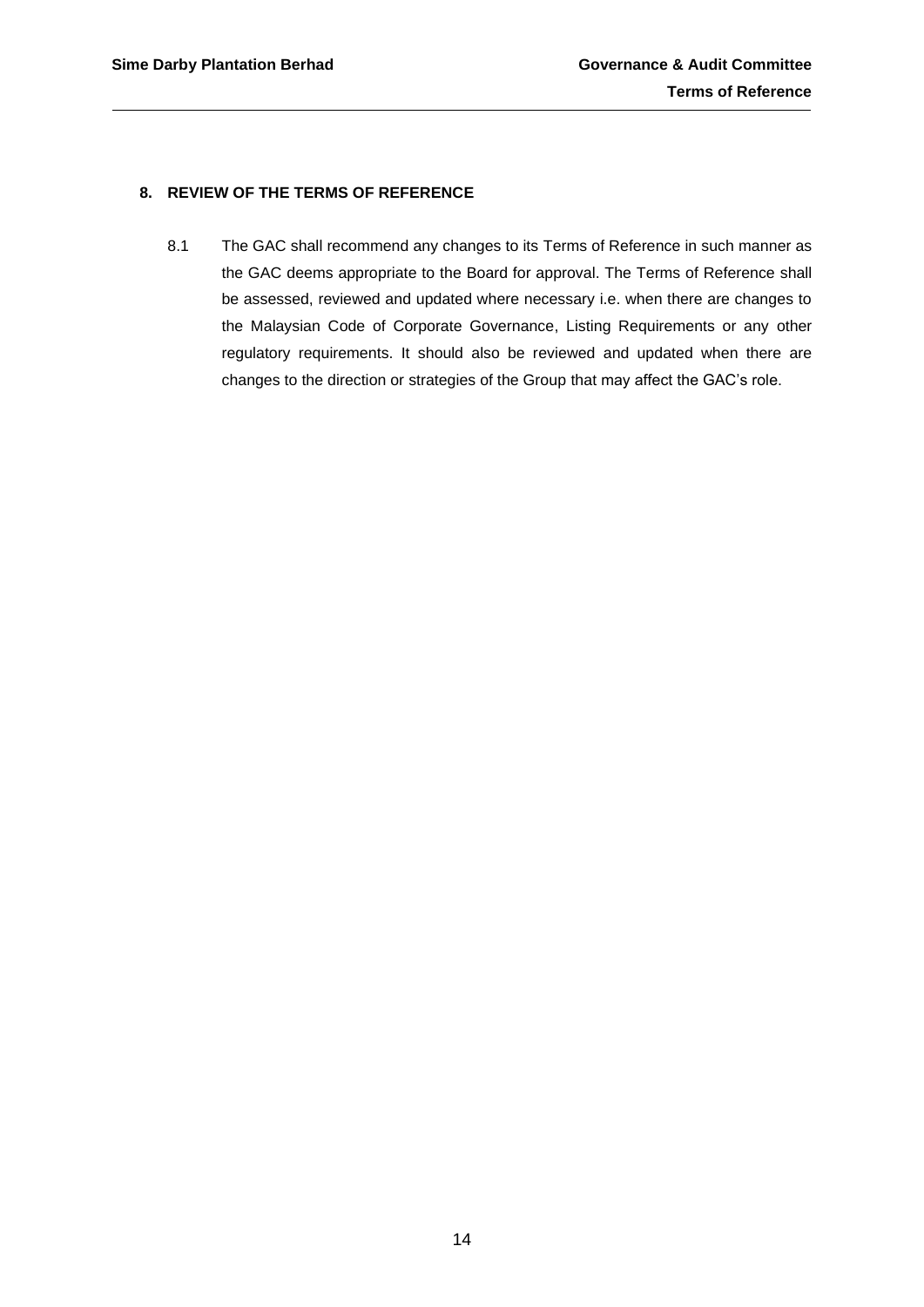## 8. REVIEW OF THE TERMS OF REFERENCE

8.1 The GAC shall recommend any changes to its Terms of Reference in such manner as the GAC deems appropriate to the Board for approval. The Terms of Reference shall be assessed, reviewed and updated where necessary i.e. when there are changes to the Malaysian Code of Corporate Governance, Listing Requirements or any other regulatory requirements. It should also be reviewed and updated when there are changes to the direction or strategies of the Group that may affect the GAC's role.